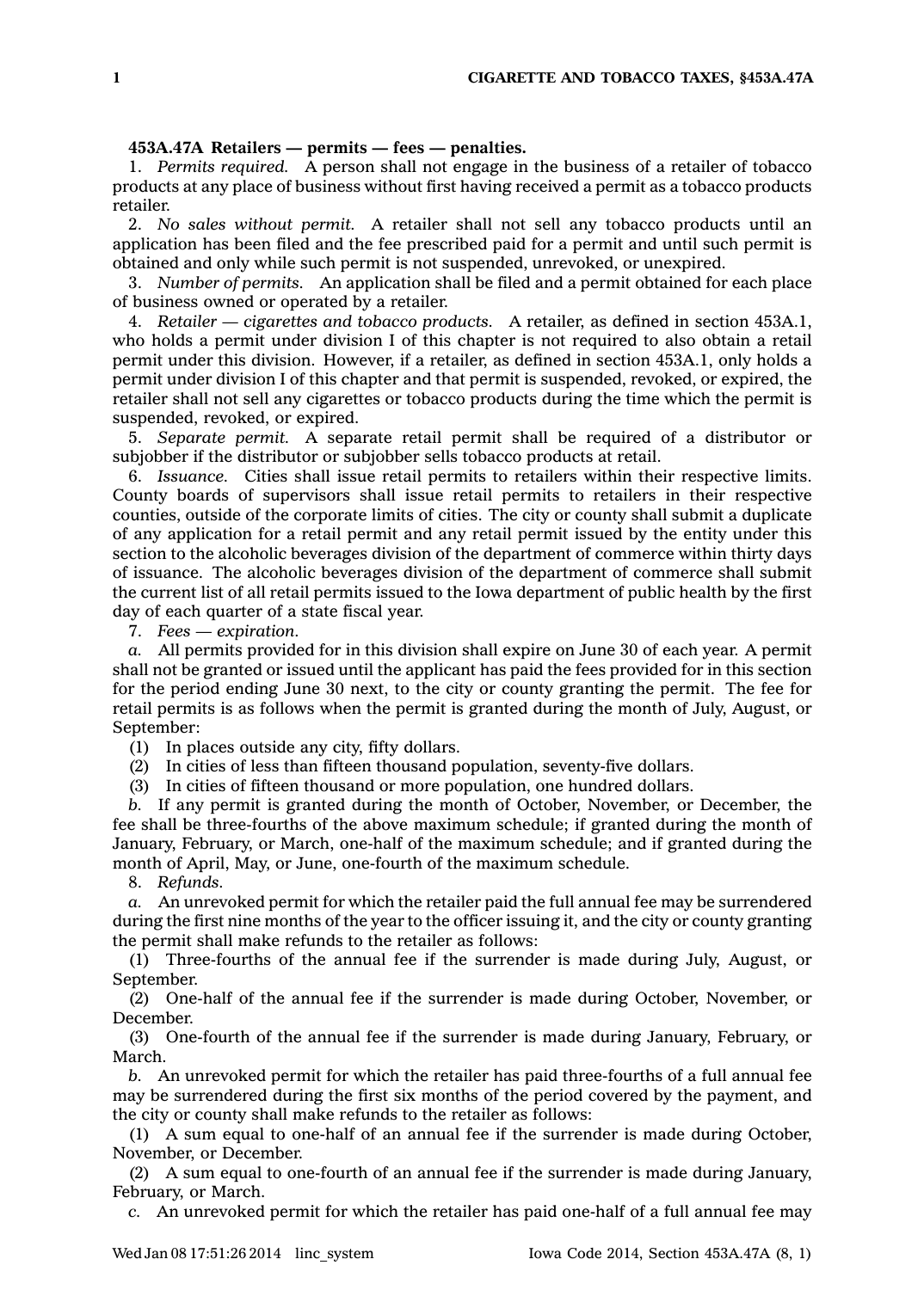**453A.47A Retailers — permits — fees — penalties.**

1. *Permits required.* A person shall not engage in the business of a retailer of tobacco products at any place of business without first having received a permit as a tobacco products retailer.

2. *No sales without permit.* A retailer shall not sell any tobacco products until an application has been filed and the fee prescribed paid for a permit and until such permit is obtained and only while such permit is not suspended, unrevoked, or unexpired.

3. *Number of permits.* An application shall be filed and a permit obtained for each place of business owned or operated by a retailer.

4. *Retailer — cigarettes and tobacco products.* A retailer, as defined in section 453A.1, who holds a permit under division I of this chapter is not required to also obtain a retail permit under this division. However, if a retailer, as defined in section 453A.1, only holds a permit under division I of this chapter and that permit is suspended, revoked, or expired, the retailer shall not sell any cigarettes or tobacco products during the time which the permit is suspended, revoked, or expired.

5. *Separate permit.* A separate retail permit shall be required of a distributor or subjobber if the distributor or subjobber sells tobacco products at retail.

6. *Issuance.* Cities shall issue retail permits to retailers within their respective limits. County boards of supervisors shall issue retail permits to retailers in their respective counties, outside of the corporate limits of cities. The city or county shall submit a duplicate of any application for a retail permit and any retail permit issued by the entity under this section to the alcoholic beverages division of the department of commerce within thirty days of issuance. The alcoholic beverages division of the department of commerce shall submit the current list of all retail permits issued to the Iowa department of public health by the first day of each quarter of a state fiscal year.

7. *Fees — expiration.*

*a.* All permits provided for in this division shall expire on June 30 of each year. A permit shall not be granted or issued until the applicant has paid the fees provided for in this section for the period ending June 30 next, to the city or county granting the permit. The fee for retail permits is as follows when the permit is granted during the month of July, August, or September:

(1) In places outside any city, fifty dollars.

(2) In cities of less than fifteen thousand population, seventy-five dollars.

(3) In cities of fifteen thousand or more population, one hundred dollars.

*b.* If any permit is granted during the month of October, November, or December, the fee shall be three-fourths of the above maximum schedule; if granted during the month of January, February, or March, one-half of the maximum schedule; and if granted during the month of April, May, or June, one-fourth of the maximum schedule.

8. *Refunds.*

*a.* An unrevoked permit for which the retailer paid the full annual fee may be surrendered during the first nine months of the year to the officer issuing it, and the city or county granting the permit shall make refunds to the retailer as follows:

(1) Three-fourths of the annual fee if the surrender is made during July, August, or September.

(2) One-half of the annual fee if the surrender is made during October, November, or December.

(3) One-fourth of the annual fee if the surrender is made during January, February, or March.

*b.* An unrevoked permit for which the retailer has paid three-fourths of a full annual fee may be surrendered during the first six months of the period covered by the payment, and the city or county shall make refunds to the retailer as follows:

(1) A sum equal to one-half of an annual fee if the surrender is made during October, November, or December.

(2) A sum equal to one-fourth of an annual fee if the surrender is made during January, February, or March.

*c.* An unrevoked permit for which the retailer has paid one-half of a full annual fee may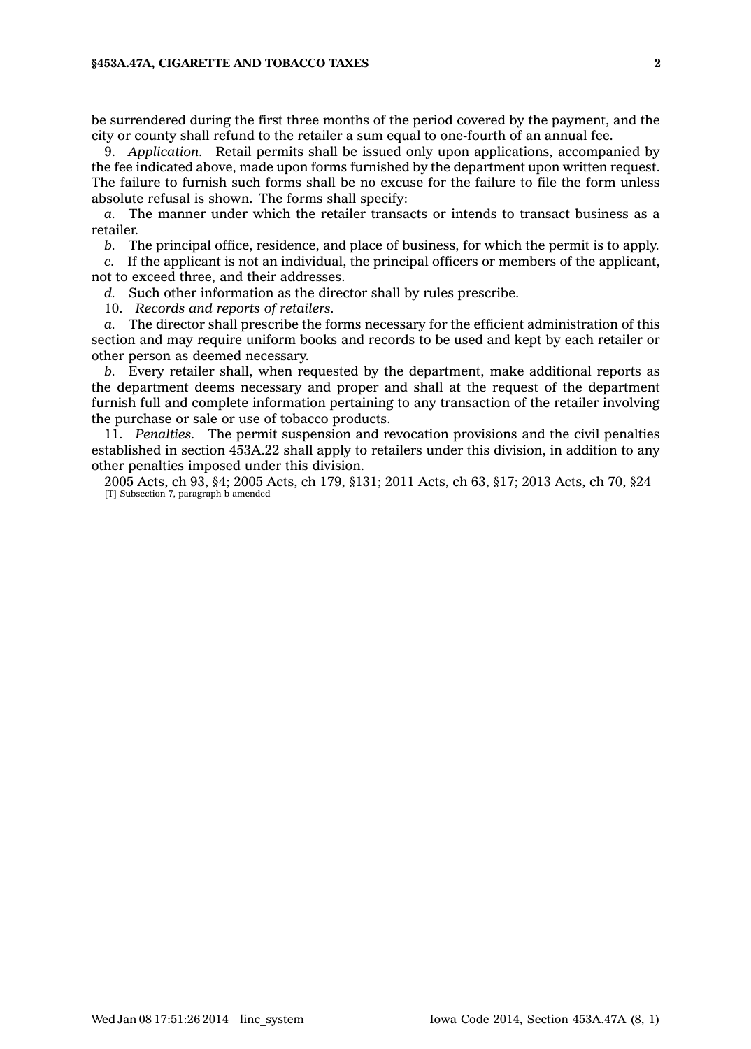be surrendered during the first three months of the period covered by the payment, and the city or county shall refund to the retailer a sum equal to one-fourth of an annual fee.

9. *Application.* Retail permits shall be issued only upon applications, accompanied by the fee indicated above, made upon forms furnished by the department upon written request. The failure to furnish such forms shall be no excuse for the failure to file the form unless absolute refusal is shown. The forms shall specify:

*a.* The manner under which the retailer transacts or intends to transact business as a retailer.

*b.* The principal office, residence, and place of business, for which the permit is to apply.

*c.* If the applicant is not an individual, the principal officers or members of the applicant, not to exceed three, and their addresses.

*d.* Such other information as the director shall by rules prescribe.

10. *Records and reports of retailers.*

*a.* The director shall prescribe the forms necessary for the efficient administration of this section and may require uniform books and records to be used and kept by each retailer or other person as deemed necessary.

*b.* Every retailer shall, when requested by the department, make additional reports as the department deems necessary and proper and shall at the request of the department furnish full and complete information pertaining to any transaction of the retailer involving the purchase or sale or use of tobacco products.

11. *Penalties.* The permit suspension and revocation provisions and the civil penalties established in section 453A.22 shall apply to retailers under this division, in addition to any other penalties imposed under this division.

2005 Acts, ch 93, §4; 2005 Acts, ch 179, §131; 2011 Acts, ch 63, §17; 2013 Acts, ch 70, §24

[T] Subsection 7, paragraph b amended